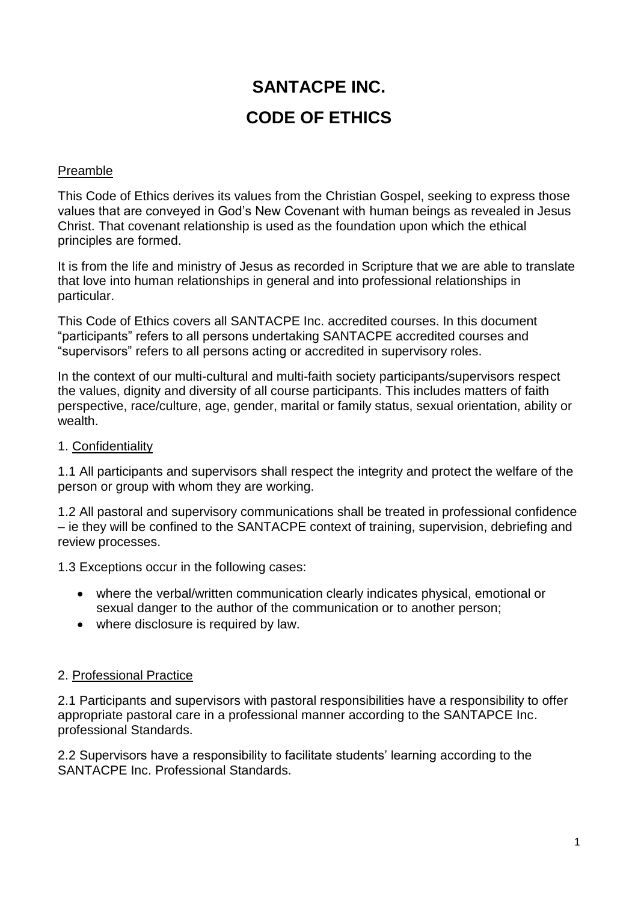# SANTACPE INC.

# CODE OF ETHICS

<u>Preamble</u>

This Code of Ethics derives its values from the Christian Gospel, seeking to express those values that are conveyed in God's New Covenant with human beings as revealed in Jesus Christ. That covenant relationship is used as the foundation upon which the ethical principles are formed.

It is from the life and ministry of Jesus as recorded in Scripture that we are able to translate that love into human relationships in general and into professional relationships in particular.

This Code of Ethics covers all SANTACPE Inc. accredited courses. In this document "participants" refers to all persons undertaking SANTACPE accredited courses and "supervisors" refers to all persons acting or accredited in supervisory roles.

In the context of our multi-cultural and multi-faith society participants/supervisors respect the values, dignity and diversity of all course participants. This includes matters of faith perspective, race/culture, age, gender, marital or family status, sexual orientation, ability or wealth.

1. <u>Confidentiality</u>

1.1 All participants and supervisors shall respect the integrity and protect the welfare of the person or group with whom they are working.

1.2 All pastoral and supervisory communications shall be treated in professional confidence – ie they will be confined to the SANTACPE context of training, supervision, debriefing and review processes.

1.3 Exceptions occur in the following cases:

- where the verbal/written communication clearly indicates physical, emotional or sexual danger to the author of the communication or to another person;
- where disclosure is required by law.

2. <u>Professional Practice</u>

2.1 Participants and supervisors with pastoral responsibilities have a responsibility to offer appropriate pastoral care in a professional manner according to the SANTAPCE Inc. professional Standards.

2.2 Supervisors have a responsibility to facilitate students' learning according to the SANTACPE Inc. Professional Standards.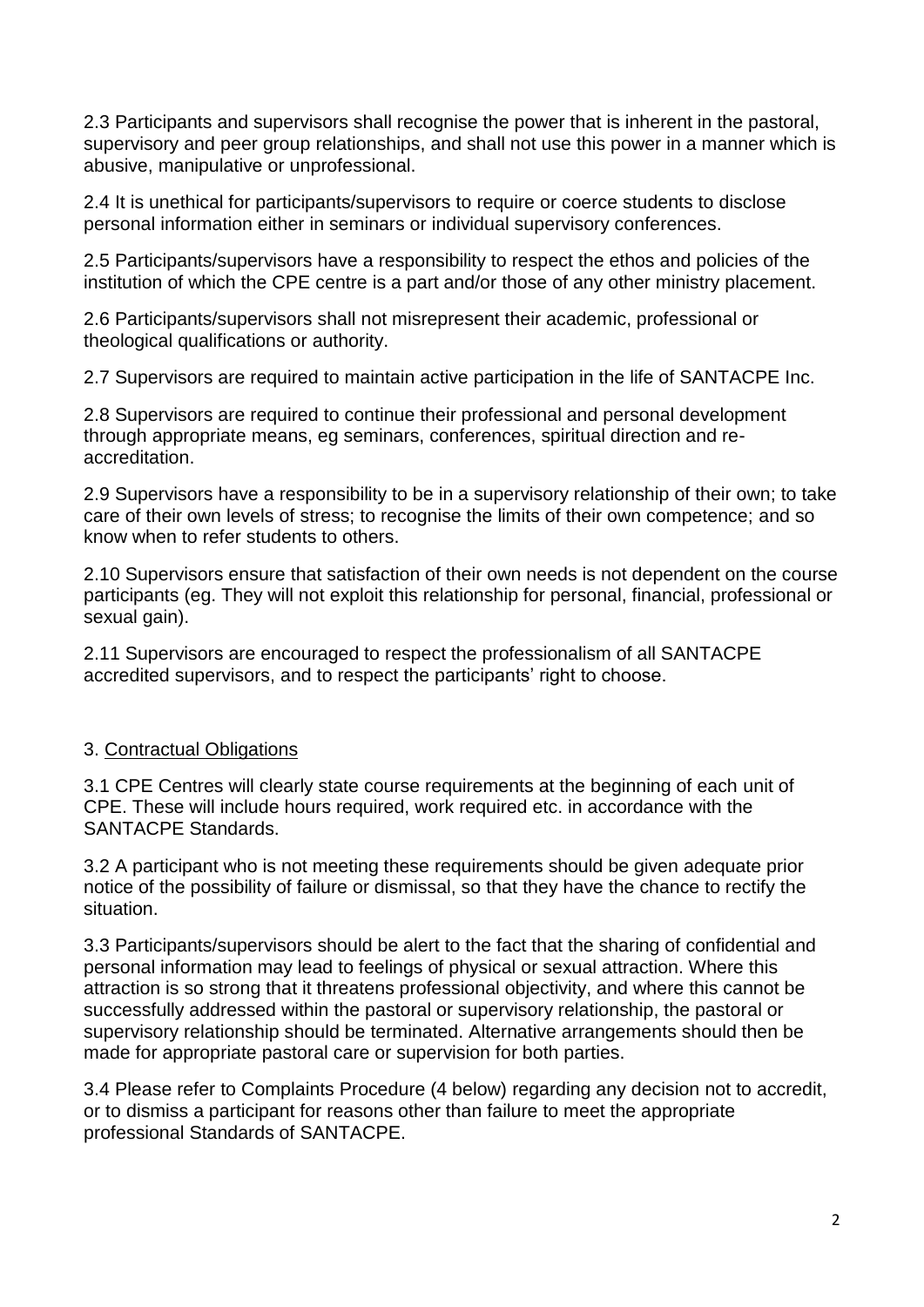2.3 Participants and supervisors shall recognise the power that is inherent in the pastoral, supervisory and peer group relationships, and shall not use this power in a manner which is abusive, manipulative or unprofessional.

2.4 It is unethical for participants/supervisors to require or coerce students to disclose personal information either in seminars or individual supervisory conferences.

2.5 Participants/supervisors have a responsibility to respect the ethos and policies of the institution of which the CPE centre is a part and/or those of any other ministry placement.

2.6 Participants/supervisors shall not misrepresent their academic, professional or theological qualifications or authority.

2.7 Supervisors are required to maintain active participation in the life of SANTACPE Inc.

2.8 Supervisors are required to continue their professional and personal development through appropriate means, eg seminars, conferences, spiritual direction and re-accreditation.

2.9 Supervisors have a responsibility to be in a supervisory relationship of their own; to take care of their own levels of stress; to recognise the limits of their own competence; and so know when to refer students to others.

2.10 Supervisors ensure that satisfaction of their own needs is not dependent on the course participants (eg. They will not exploit this relationship for personal, financial, professional or sexual gain).

2.11 Supervisors are encouraged to respect the professionalism of all SANTACPE accredited supervisors, and to respect the participants' right to choose.

## 3. Contractual Obligations

3.1 CPE Centres will clearly state course requirements at the beginning of each unit of CPE. These will include hours required, work required etc. in accordance with the SANTACPE Standards.

3.2 A participant who is not meeting these requirements should be given adequate prior notice of the possibility of failure or dismissal, so that they have the chance to rectify the situation.

3.3 Participants/supervisors should be alert to the fact that the sharing of confidential and personal information may lead to feelings of physical or sexual attraction. Where this attraction is so strong that it threatens professional objectivity, and where this cannot be successfully addressed within the pastoral or supervisory relationship, the pastoral or supervisory relationship should be terminated. Alternative arrangements should then be made for appropriate pastoral care or supervision for both parties.

3.4 Please refer to Complaints Procedure (4 below) regarding any decision not to accredit, or to dismiss a participant for reasons other than failure to meet the appropriate professional Standards of SANTACPE.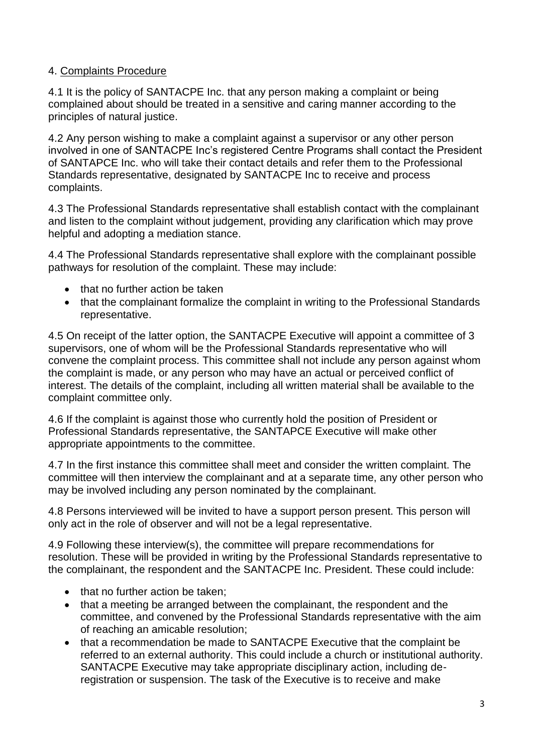## 4. Complaints Procedure

4.1 It is the policy of SANTACPE Inc. that any person making a complaint or being complained about should be treated in a sensitive and caring manner according to the principles of natural justice.

4.2 Any person wishing to make a complaint against a supervisor or any other person involved in one of SANTACPE Inc's registered Centre Programs shall contact the President of SANTAPCE Inc. who will take their contact details and refer them to the Professional Standards representative, designated by SANTACPE Inc to receive and process complaints.

4.3 The Professional Standards representative shall establish contact with the complainant and listen to the complaint without judgement, providing any clarification which may prove helpful and adopting a mediation stance.

4.4 The Professional Standards representative shall explore with the complainant possible pathways for resolution of the complaint. These may include:

- that no further action be taken
- that the complainant formalize the complaint in writing to the Professional Standards representative.

4.5 On receipt of the latter option, the SANTACPE Executive will appoint a committee of 3 supervisors, one of whom will be the Professional Standards representative who will convene the complaint process. This committee shall not include any person against whom the complaint is made, or any person who may have an actual or perceived conflict of interest. The details of the complaint, including all written material shall be available to the complaint committee only.

4.6 If the complaint is against those who currently hold the position of President or Professional Standards representative, the SANTAPCE Executive will make other appropriate appointments to the committee.

4.7 In the first instance this committee shall meet and consider the written complaint. The committee will then interview the complainant and at a separate time, any other person who may be involved including any person nominated by the complainant.

4.8 Persons interviewed will be invited to have a support person present. This person will only act in the role of observer and will not be a legal representative.

4.9 Following these interview(s), the committee will prepare recommendations for resolution. These will be provided in writing by the Professional Standards representative to the complainant, the respondent and the SANTACPE Inc. President. These could include:

- that no further action be taken;
- that a meeting be arranged between the complainant, the respondent and the committee, and convened by the Professional Standards representative with the aim of reaching an amicable resolution;
- that a recommendation be made to SANTACPE Executive that the complaint be referred to an external authority. This could include a church or institutional authority. SANTACPE Executive may take appropriate disciplinary action, including de-registration or suspension. The task of the Executive is to receive and make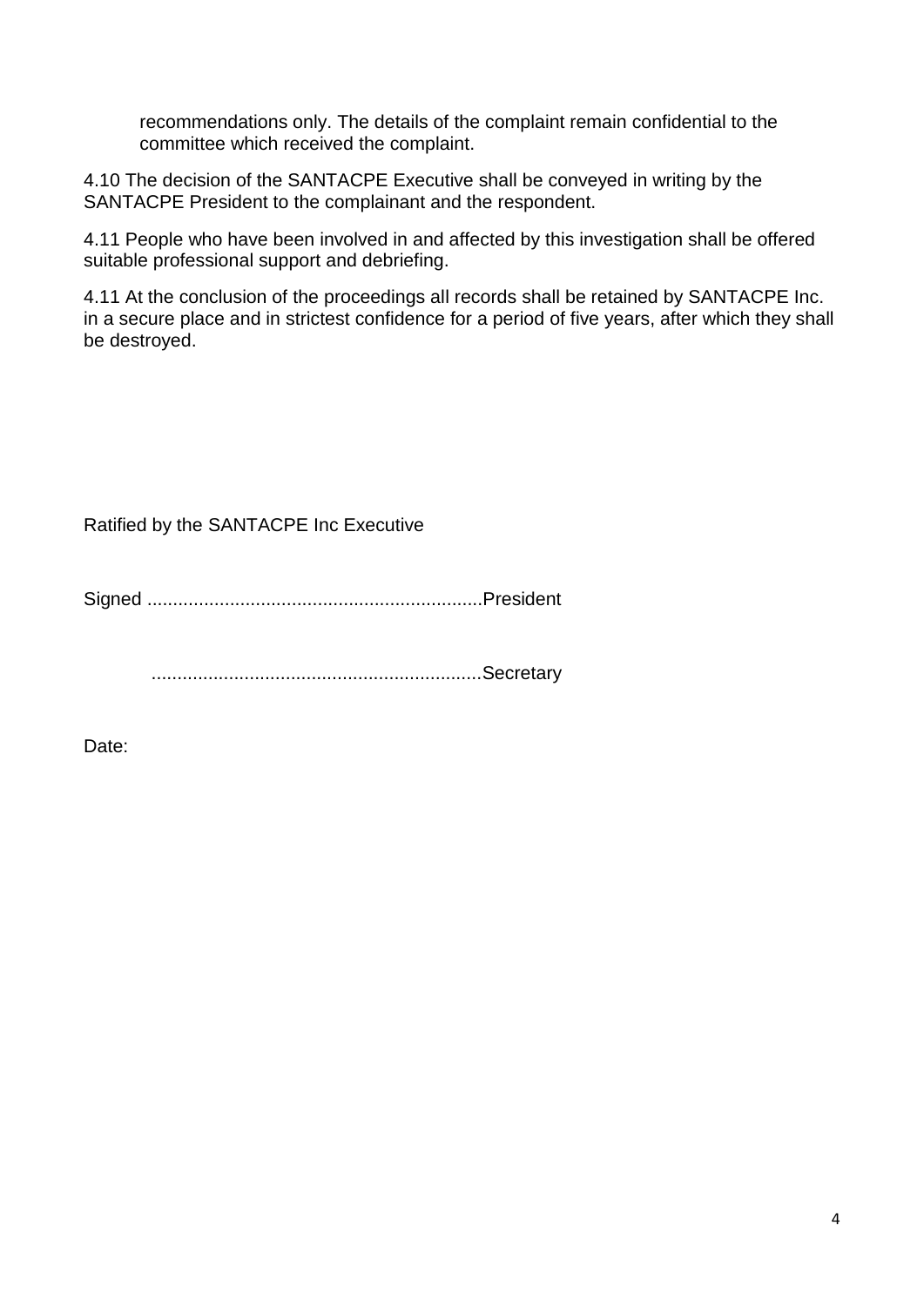recommendations only. The details of the complaint remain confidential to the committee which received the complaint.

4.10 The decision of the SANTACPE Executive shall be conveyed in writing by the SANTACPE President to the complainant and the respondent.

4.11 People who have been involved in and affected by this investigation shall be offered suitable professional support and debriefing.

4.11 At the conclusion of the proceedings all records shall be retained by SANTACPE Inc. in a secure place and in strictest confidence for a period of five years, after which they shall be destroyed.

Ratified by the SANTACPE Inc Executive

Signed ................................................................President

................................................................Secretary

Date: